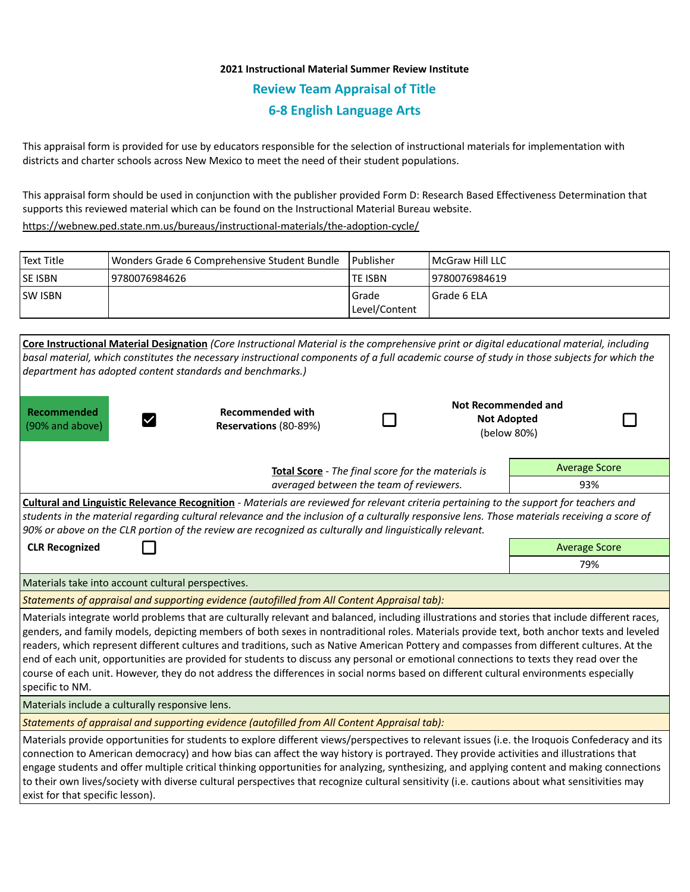**2021 Instructional Material Summer Review Institute**

## Review Team Appraisal of Title

## 6-8 English Language Arts

This appraisal form is provided for use by educators responsible for the selection of instructional materials for implementation with districts and charter schools across New Mexico to meet the need of their student populations.

This appraisal form should be used in conjunction with the publisher provided Form D: Research Based Effectiveness Determination that supports this reviewed material which can be found on the Instructional Material Bureau website.

https://webnew.ped.state.nm.us/bureaus/instructional-materials/the-adoption-cycle/

| Text Title | Wonders Grade 6 Comprehensive Student Bundle | Publisher | McGraw Hill LLC |
|---|---|---|---|
| SE ISBN | 9780076984626 | TE ISBN | 9780076984619 |
| SW ISBN | | Grade Level/Content | Grade 6 ELA |

**Core Instructional Material Designation** *(Core Instructional Material is the comprehensive print or digital educational material, including basal material, which constitutes the necessary instructional components of a full academic course of study in those subjects for which the department has adopted content standards and benchmarks.)*

| **Recommended** (90% and above) | ☑ | **Recommended with Reservations** (80-89%) | ☐ | **Not Recommended and Not Adopted** (below 80%) | ☐ |
|---|---|---|---|---|---|

**Total Score** - *The final score for the materials is averaged between the team of reviewers.*

| Average Score |
|---|
| 93% |

**Cultural and Linguistic Relevance Recognition** - *Materials are reviewed for relevant criteria pertaining to the support for teachers and students in the material regarding cultural relevance and the inclusion of a culturally responsive lens. Those materials receiving a score of 90% or above on the CLR portion of the review are recognized as culturally and linguistically relevant.*

**CLR Recognized** ☐

| Average Score |
|---|
| 79% |

Materials take into account cultural perspectives.

*Statements of appraisal and supporting evidence (autofilled from All Content Appraisal tab):*

Materials integrate world problems that are culturally relevant and balanced, including illustrations and stories that include different races, genders, and family models, depicting members of both sexes in nontraditional roles. Materials provide text, both anchor texts and leveled readers, which represent different cultures and traditions, such as Native American Pottery and compasses from different cultures. At the end of each unit, opportunities are provided for students to discuss any personal or emotional connections to texts they read over the course of each unit. However, they do not address the differences in social norms based on different cultural environments especially specific to NM.

Materials include a culturally responsive lens.

*Statements of appraisal and supporting evidence (autofilled from All Content Appraisal tab):*

Materials provide opportunities for students to explore different views/perspectives to relevant issues (i.e. the Iroquois Confederacy and its connection to American democracy) and how bias can affect the way history is portrayed. They provide activities and illustrations that engage students and offer multiple critical thinking opportunities for analyzing, synthesizing, and applying content and making connections to their own lives/society with diverse cultural perspectives that recognize cultural sensitivity (i.e. cautions about what sensitivities may exist for that specific lesson).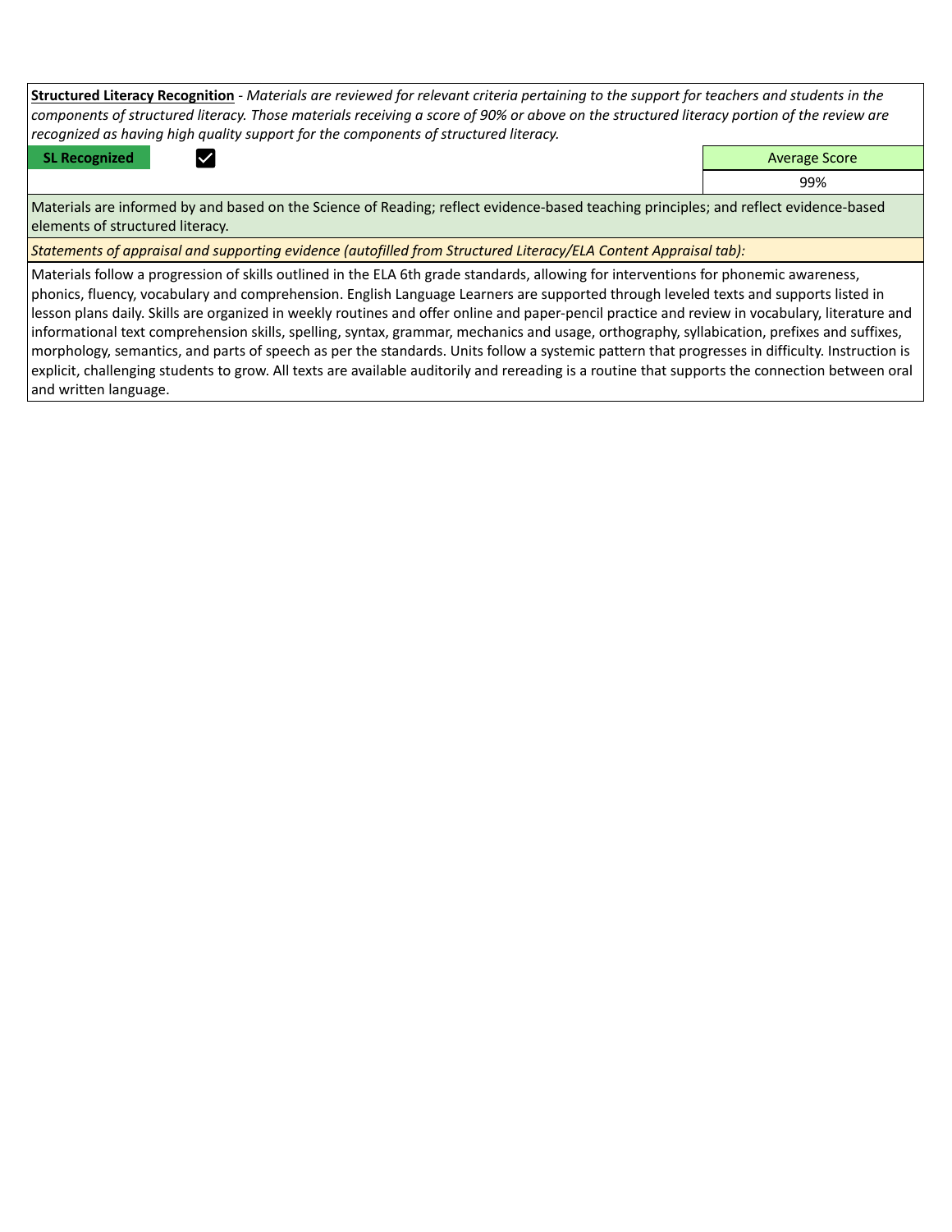**<u>Structured Literacy Recognition</u>** - *Materials are reviewed for relevant criteria pertaining to the support for teachers and students in the components of structured literacy. Those materials receiving a score of 90% or above on the structured literacy portion of the review are recognized as having high quality support for the components of structured literacy.*

| **SL Recognized** | ☑ | Average Score |
|---|---|---|
| | | 99% |

Materials are informed by and based on the Science of Reading; reflect evidence-based teaching principles; and reflect evidence-based elements of structured literacy.

*Statements of appraisal and supporting evidence (autofilled from Structured Literacy/ELA Content Appraisal tab):*

Materials follow a progression of skills outlined in the ELA 6th grade standards, allowing for interventions for phonemic awareness, phonics, fluency, vocabulary and comprehension. English Language Learners are supported through leveled texts and supports listed in lesson plans daily. Skills are organized in weekly routines and offer online and paper-pencil practice and review in vocabulary, literature and informational text comprehension skills, spelling, syntax, grammar, mechanics and usage, orthography, syllabication, prefixes and suffixes, morphology, semantics, and parts of speech as per the standards. Units follow a systemic pattern that progresses in difficulty. Instruction is explicit, challenging students to grow. All texts are available auditorily and rereading is a routine that supports the connection between oral and written language.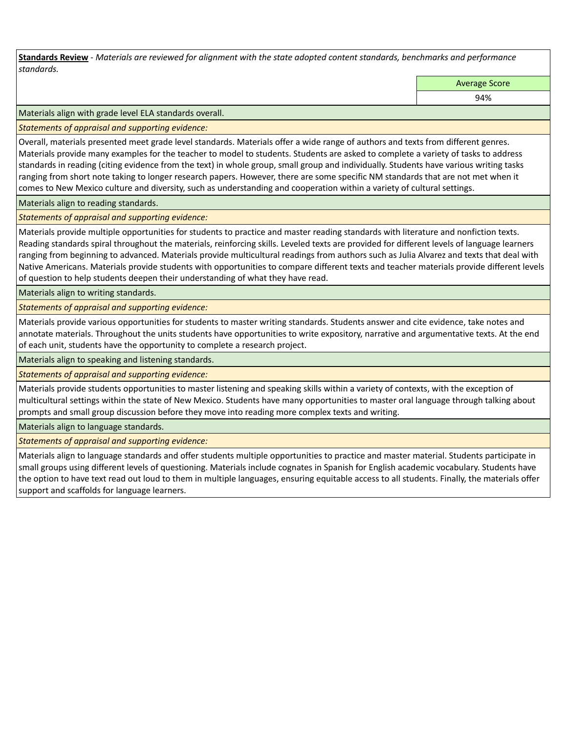**Standards Review** - *Materials are reviewed for alignment with the state adopted content standards, benchmarks and performance standards.*

| Average Score |
| --- |
| 94% |

Materials align with grade level ELA standards overall.

*Statements of appraisal and supporting evidence:*

Overall, materials presented meet grade level standards. Materials offer a wide range of authors and texts from different genres. Materials provide many examples for the teacher to model to students. Students are asked to complete a variety of tasks to address standards in reading (citing evidence from the text) in whole group, small group and individually. Students have various writing tasks ranging from short note taking to longer research papers. However, there are some specific NM standards that are not met when it comes to New Mexico culture and diversity, such as understanding and cooperation within a variety of cultural settings.

Materials align to reading standards.

*Statements of appraisal and supporting evidence:*

Materials provide multiple opportunities for students to practice and master reading standards with literature and nonfiction texts. Reading standards spiral throughout the materials, reinforcing skills. Leveled texts are provided for different levels of language learners ranging from beginning to advanced. Materials provide multicultural readings from authors such as Julia Alvarez and texts that deal with Native Americans. Materials provide students with opportunities to compare different texts and teacher materials provide different levels of question to help students deepen their understanding of what they have read.

Materials align to writing standards.

*Statements of appraisal and supporting evidence:*

Materials provide various opportunities for students to master writing standards. Students answer and cite evidence, take notes and annotate materials. Throughout the units students have opportunities to write expository, narrative and argumentative texts. At the end of each unit, students have the opportunity to complete a research project.

Materials align to speaking and listening standards.

*Statements of appraisal and supporting evidence:*

Materials provide students opportunities to master listening and speaking skills within a variety of contexts, with the exception of multicultural settings within the state of New Mexico. Students have many opportunities to master oral language through talking about prompts and small group discussion before they move into reading more complex texts and writing.

Materials align to language standards.

*Statements of appraisal and supporting evidence:*

Materials align to language standards and offer students multiple opportunities to practice and master material. Students participate in small groups using different levels of questioning. Materials include cognates in Spanish for English academic vocabulary. Students have the option to have text read out loud to them in multiple languages, ensuring equitable access to all students. Finally, the materials offer support and scaffolds for language learners.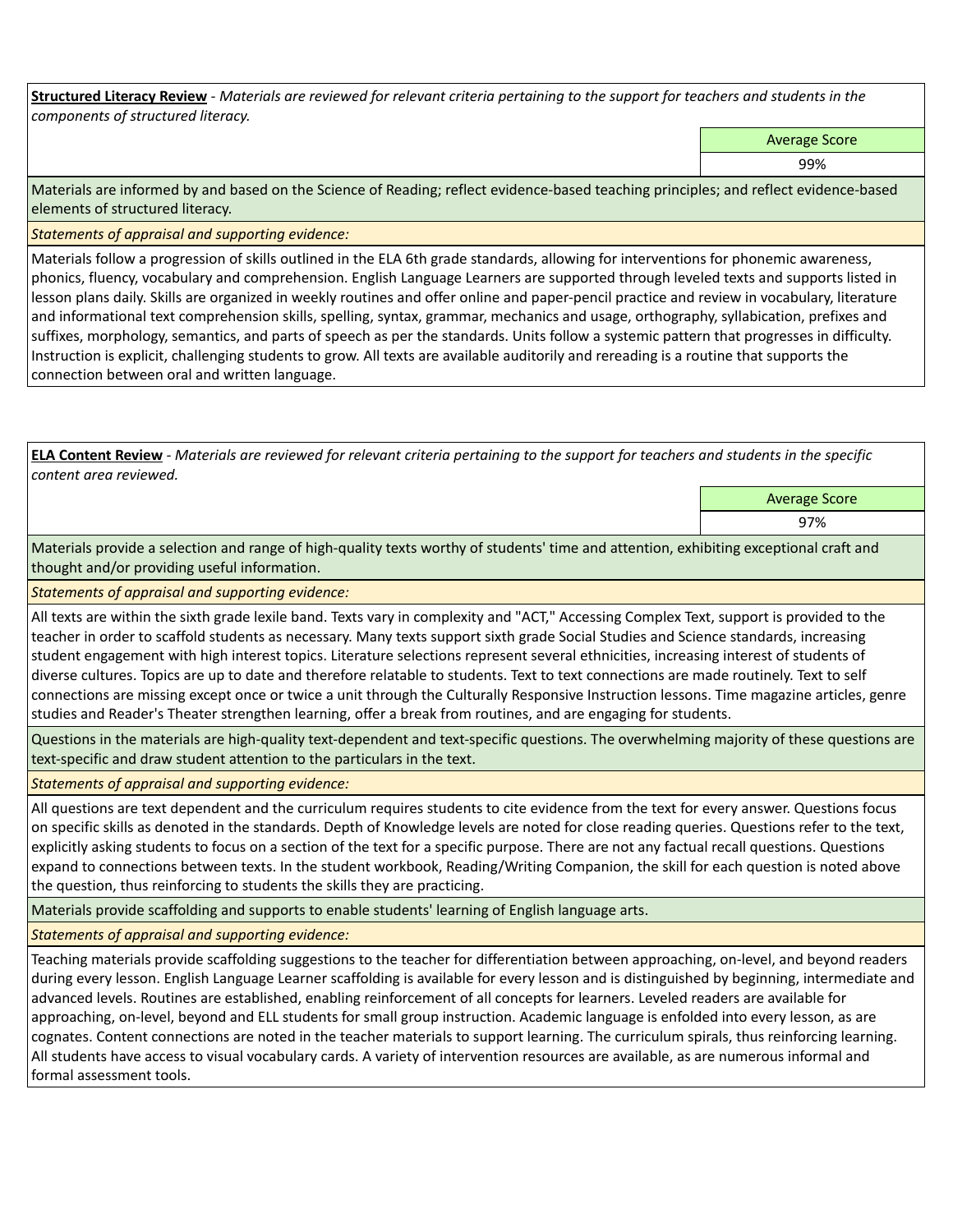**Structured Literacy Review** - *Materials are reviewed for relevant criteria pertaining to the support for teachers and students in the components of structured literacy.*

| Average Score |
|---|
| 99% |

Materials are informed by and based on the Science of Reading; reflect evidence-based teaching principles; and reflect evidence-based elements of structured literacy.

*Statements of appraisal and supporting evidence:*

Materials follow a progression of skills outlined in the ELA 6th grade standards, allowing for interventions for phonemic awareness, phonics, fluency, vocabulary and comprehension. English Language Learners are supported through leveled texts and supports listed in lesson plans daily. Skills are organized in weekly routines and offer online and paper-pencil practice and review in vocabulary, literature and informational text comprehension skills, spelling, syntax, grammar, mechanics and usage, orthography, syllabication, prefixes and suffixes, morphology, semantics, and parts of speech as per the standards. Units follow a systemic pattern that progresses in difficulty. Instruction is explicit, challenging students to grow. All texts are available auditorily and rereading is a routine that supports the connection between oral and written language.

**ELA Content Review** - *Materials are reviewed for relevant criteria pertaining to the support for teachers and students in the specific content area reviewed.*

| Average Score |
|---|
| 97% |

Materials provide a selection and range of high-quality texts worthy of students' time and attention, exhibiting exceptional craft and thought and/or providing useful information.

*Statements of appraisal and supporting evidence:*

All texts are within the sixth grade lexile band. Texts vary in complexity and "ACT," Accessing Complex Text, support is provided to the teacher in order to scaffold students as necessary. Many texts support sixth grade Social Studies and Science standards, increasing student engagement with high interest topics. Literature selections represent several ethnicities, increasing interest of students of diverse cultures. Topics are up to date and therefore relatable to students. Text to text connections are made routinely. Text to self connections are missing except once or twice a unit through the Culturally Responsive Instruction lessons. Time magazine articles, genre studies and Reader's Theater strengthen learning, offer a break from routines, and are engaging for students.

Questions in the materials are high-quality text-dependent and text-specific questions. The overwhelming majority of these questions are text-specific and draw student attention to the particulars in the text.

*Statements of appraisal and supporting evidence:*

All questions are text dependent and the curriculum requires students to cite evidence from the text for every answer. Questions focus on specific skills as denoted in the standards. Depth of Knowledge levels are noted for close reading queries. Questions refer to the text, explicitly asking students to focus on a section of the text for a specific purpose. There are not any factual recall questions. Questions expand to connections between texts. In the student workbook, Reading/Writing Companion, the skill for each question is noted above the question, thus reinforcing to students the skills they are practicing.

Materials provide scaffolding and supports to enable students' learning of English language arts.

*Statements of appraisal and supporting evidence:*

Teaching materials provide scaffolding suggestions to the teacher for differentiation between approaching, on-level, and beyond readers during every lesson. English Language Learner scaffolding is available for every lesson and is distinguished by beginning, intermediate and advanced levels. Routines are established, enabling reinforcement of all concepts for learners. Leveled readers are available for approaching, on-level, beyond and ELL students for small group instruction. Academic language is enfolded into every lesson, as are cognates. Content connections are noted in the teacher materials to support learning. The curriculum spirals, thus reinforcing learning. All students have access to visual vocabulary cards. A variety of intervention resources are available, as are numerous informal and formal assessment tools.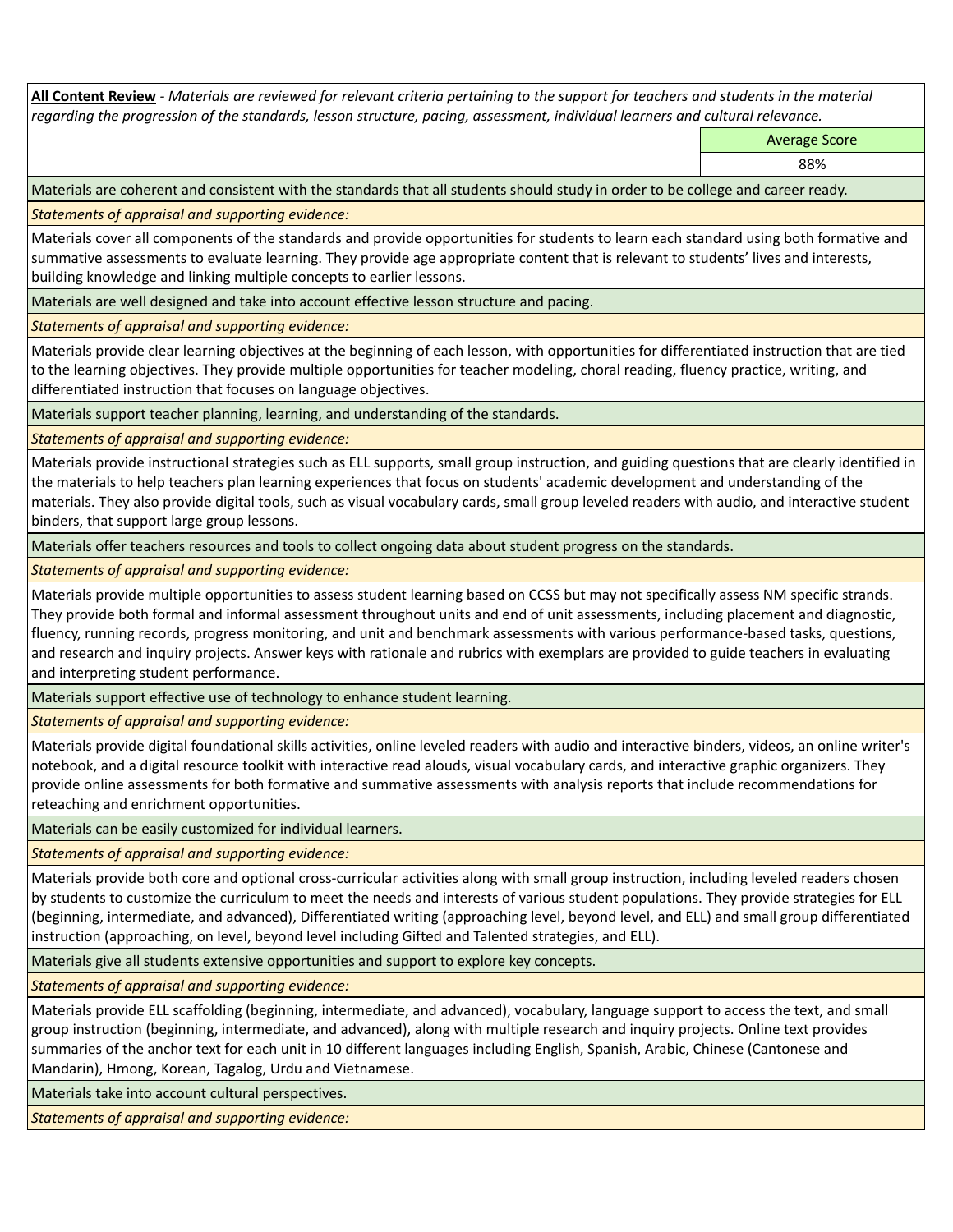**All Content Review** - *Materials are reviewed for relevant criteria pertaining to the support for teachers and students in the material regarding the progression of the standards, lesson structure, pacing, assessment, individual learners and cultural relevance.*

| | Average Score |
|---|---|
| | 88% |

Materials are coherent and consistent with the standards that all students should study in order to be college and career ready.

*Statements of appraisal and supporting evidence:*

Materials cover all components of the standards and provide opportunities for students to learn each standard using both formative and summative assessments to evaluate learning. They provide age appropriate content that is relevant to students' lives and interests, building knowledge and linking multiple concepts to earlier lessons.

Materials are well designed and take into account effective lesson structure and pacing.

*Statements of appraisal and supporting evidence:*

Materials provide clear learning objectives at the beginning of each lesson, with opportunities for differentiated instruction that are tied to the learning objectives. They provide multiple opportunities for teacher modeling, choral reading, fluency practice, writing, and differentiated instruction that focuses on language objectives.

Materials support teacher planning, learning, and understanding of the standards.

*Statements of appraisal and supporting evidence:*

Materials provide instructional strategies such as ELL supports, small group instruction, and guiding questions that are clearly identified in the materials to help teachers plan learning experiences that focus on students' academic development and understanding of the materials. They also provide digital tools, such as visual vocabulary cards, small group leveled readers with audio, and interactive student binders, that support large group lessons.

Materials offer teachers resources and tools to collect ongoing data about student progress on the standards.

*Statements of appraisal and supporting evidence:*

Materials provide multiple opportunities to assess student learning based on CCSS but may not specifically assess NM specific strands. They provide both formal and informal assessment throughout units and end of unit assessments, including placement and diagnostic, fluency, running records, progress monitoring, and unit and benchmark assessments with various performance-based tasks, questions, and research and inquiry projects. Answer keys with rationale and rubrics with exemplars are provided to guide teachers in evaluating and interpreting student performance.

Materials support effective use of technology to enhance student learning.

*Statements of appraisal and supporting evidence:*

Materials provide digital foundational skills activities, online leveled readers with audio and interactive binders, videos, an online writer's notebook, and a digital resource toolkit with interactive read alouds, visual vocabulary cards, and interactive graphic organizers. They provide online assessments for both formative and summative assessments with analysis reports that include recommendations for reteaching and enrichment opportunities.

Materials can be easily customized for individual learners.

*Statements of appraisal and supporting evidence:*

Materials provide both core and optional cross-curricular activities along with small group instruction, including leveled readers chosen by students to customize the curriculum to meet the needs and interests of various student populations. They provide strategies for ELL (beginning, intermediate, and advanced), Differentiated writing (approaching level, beyond level, and ELL) and small group differentiated instruction (approaching, on level, beyond level including Gifted and Talented strategies, and ELL).

Materials give all students extensive opportunities and support to explore key concepts.

*Statements of appraisal and supporting evidence:*

Materials provide ELL scaffolding (beginning, intermediate, and advanced), vocabulary, language support to access the text, and small group instruction (beginning, intermediate, and advanced), along with multiple research and inquiry projects. Online text provides summaries of the anchor text for each unit in 10 different languages including English, Spanish, Arabic, Chinese (Cantonese and Mandarin), Hmong, Korean, Tagalog, Urdu and Vietnamese.

Materials take into account cultural perspectives.

*Statements of appraisal and supporting evidence:*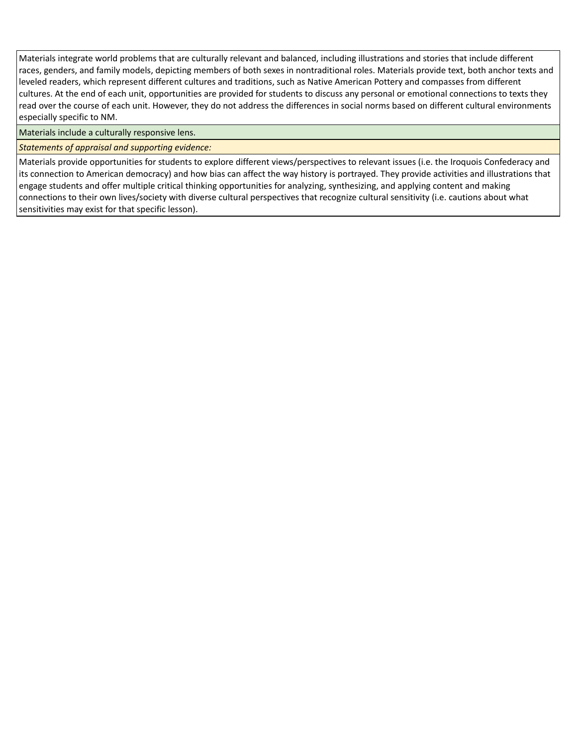Materials integrate world problems that are culturally relevant and balanced, including illustrations and stories that include different races, genders, and family models, depicting members of both sexes in nontraditional roles. Materials provide text, both anchor texts and leveled readers, which represent different cultures and traditions, such as Native American Pottery and compasses from different cultures. At the end of each unit, opportunities are provided for students to discuss any personal or emotional connections to texts they read over the course of each unit. However, they do not address the differences in social norms based on different cultural environments especially specific to NM.

Materials include a culturally responsive lens.

*Statements of appraisal and supporting evidence:*

Materials provide opportunities for students to explore different views/perspectives to relevant issues (i.e. the Iroquois Confederacy and its connection to American democracy) and how bias can affect the way history is portrayed. They provide activities and illustrations that engage students and offer multiple critical thinking opportunities for analyzing, synthesizing, and applying content and making connections to their own lives/society with diverse cultural perspectives that recognize cultural sensitivity (i.e. cautions about what sensitivities may exist for that specific lesson).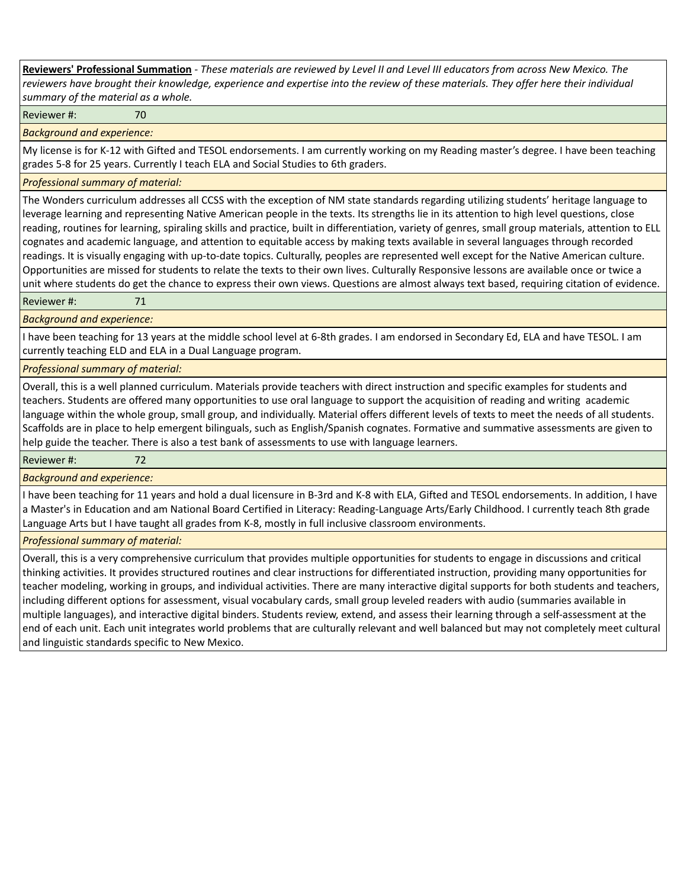**Reviewers' Professional Summation** - *These materials are reviewed by Level II and Level III educators from across New Mexico. The reviewers have brought their knowledge, experience and expertise into the review of these materials. They offer here their individual summary of the material as a whole.*

Reviewer #: 70

*Background and experience:*

My license is for K-12 with Gifted and TESOL endorsements. I am currently working on my Reading master's degree. I have been teaching grades 5-8 for 25 years. Currently I teach ELA and Social Studies to 6th graders.

*Professional summary of material:*

The Wonders curriculum addresses all CCSS with the exception of NM state standards regarding utilizing students' heritage language to leverage learning and representing Native American people in the texts. Its strengths lie in its attention to high level questions, close reading, routines for learning, spiraling skills and practice, built in differentiation, variety of genres, small group materials, attention to ELL cognates and academic language, and attention to equitable access by making texts available in several languages through recorded readings. It is visually engaging with up-to-date topics. Culturally, peoples are represented well except for the Native American culture. Opportunities are missed for students to relate the texts to their own lives. Culturally Responsive lessons are available once or twice a unit where students do get the chance to express their own views. Questions are almost always text based, requiring citation of evidence.

Reviewer #: 71

*Background and experience:*

I have been teaching for 13 years at the middle school level at 6-8th grades. I am endorsed in Secondary Ed, ELA and have TESOL. I am currently teaching ELD and ELA in a Dual Language program.

*Professional summary of material:*

Overall, this is a well planned curriculum. Materials provide teachers with direct instruction and specific examples for students and teachers. Students are offered many opportunities to use oral language to support the acquisition of reading and writing academic language within the whole group, small group, and individually. Material offers different levels of texts to meet the needs of all students. Scaffolds are in place to help emergent bilinguals, such as English/Spanish cognates. Formative and summative assessments are given to help guide the teacher. There is also a test bank of assessments to use with language learners.

Reviewer #: 72

*Background and experience:*

I have been teaching for 11 years and hold a dual licensure in B-3rd and K-8 with ELA, Gifted and TESOL endorsements. In addition, I have a Master's in Education and am National Board Certified in Literacy: Reading-Language Arts/Early Childhood. I currently teach 8th grade Language Arts but I have taught all grades from K-8, mostly in full inclusive classroom environments.

*Professional summary of material:*

Overall, this is a very comprehensive curriculum that provides multiple opportunities for students to engage in discussions and critical thinking activities. It provides structured routines and clear instructions for differentiated instruction, providing many opportunities for teacher modeling, working in groups, and individual activities. There are many interactive digital supports for both students and teachers, including different options for assessment, visual vocabulary cards, small group leveled readers with audio (summaries available in multiple languages), and interactive digital binders. Students review, extend, and assess their learning through a self-assessment at the end of each unit. Each unit integrates world problems that are culturally relevant and well balanced but may not completely meet cultural and linguistic standards specific to New Mexico.